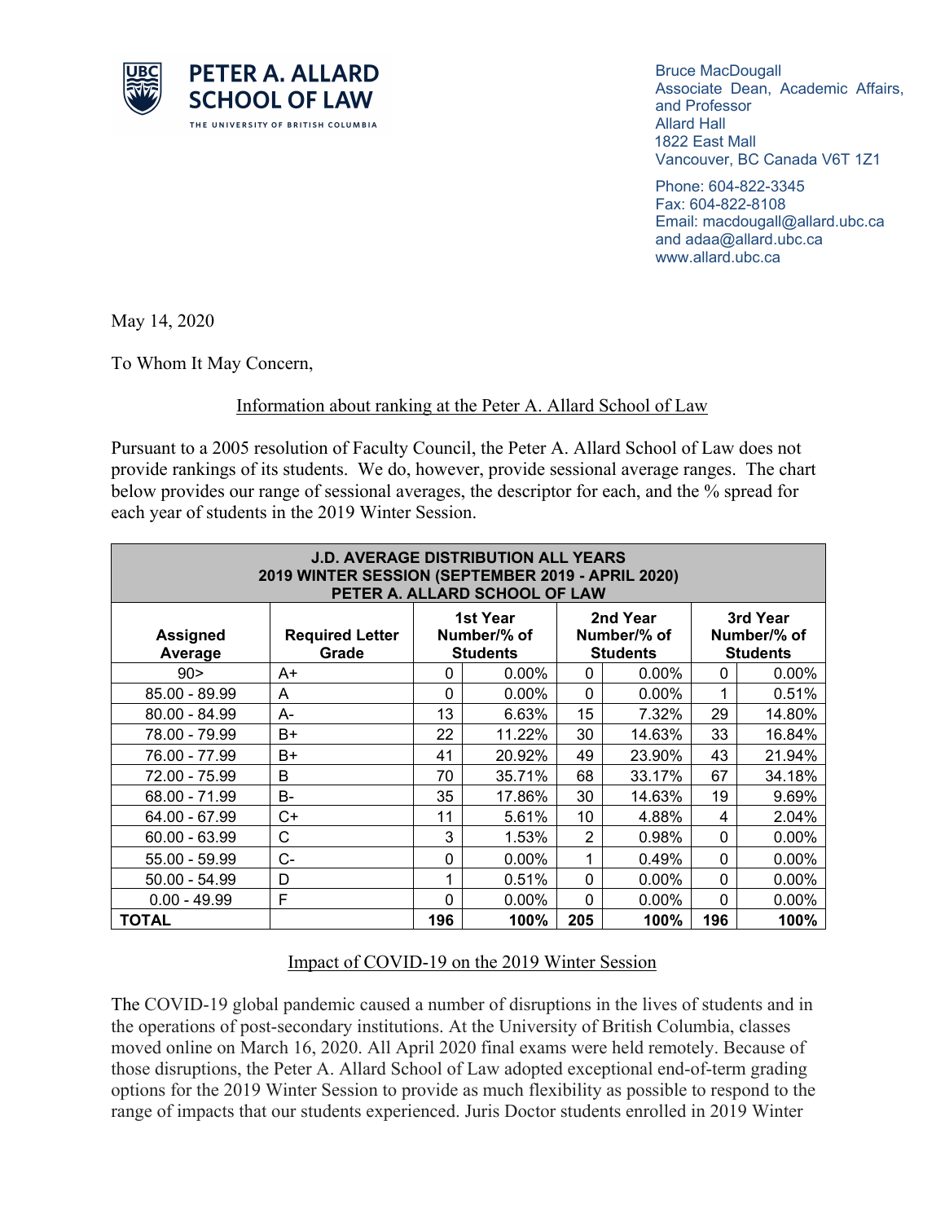**PETER A. ALLARD SCHOOL OF LAW**
THE UNIVERSITY OF BRITISH COLUMBIA

Bruce MacDougall
Associate Dean, Academic Affairs, and Professor
Allard Hall
1822 East Mall
Vancouver, BC Canada V6T 1Z1

Phone: 604-822-3345
Fax: 604-822-8108
Email: macdougall@allard.ubc.ca and adaa@allard.ubc.ca
www.allard.ubc.ca

May 14, 2020

To Whom It May Concern,

## Information about ranking at the Peter A. Allard School of Law

Pursuant to a 2005 resolution of Faculty Council, the Peter A. Allard School of Law does not provide rankings of its students. We do, however, provide sessional average ranges. The chart below provides our range of sessional averages, the descriptor for each, and the % spread for each year of students in the 2019 Winter Session.

| J.D. AVERAGE DISTRIBUTION ALL YEARS 2019 WINTER SESSION (SEPTEMBER 2019 - APRIL 2020) PETER A. ALLARD SCHOOL OF LAW | | | | | | | |
|---|---|---|---|---|---|---|---|
| **Assigned Average** | **Required Letter Grade** | **1st Year Number/% of Students** | | **2nd Year Number/% of Students** | | **3rd Year Number/% of Students** | |
| 90> | A+ | 0 | 0.00% | 0 | 0.00% | 0 | 0.00% |
| 85.00 - 89.99 | A | 0 | 0.00% | 0 | 0.00% | 1 | 0.51% |
| 80.00 - 84.99 | A- | 13 | 6.63% | 15 | 7.32% | 29 | 14.80% |
| 78.00 - 79.99 | B+ | 22 | 11.22% | 30 | 14.63% | 33 | 16.84% |
| 76.00 - 77.99 | B+ | 41 | 20.92% | 49 | 23.90% | 43 | 21.94% |
| 72.00 - 75.99 | B | 70 | 35.71% | 68 | 33.17% | 67 | 34.18% |
| 68.00 - 71.99 | B- | 35 | 17.86% | 30 | 14.63% | 19 | 9.69% |
| 64.00 - 67.99 | C+ | 11 | 5.61% | 10 | 4.88% | 4 | 2.04% |
| 60.00 - 63.99 | C | 3 | 1.53% | 2 | 0.98% | 0 | 0.00% |
| 55.00 - 59.99 | C- | 0 | 0.00% | 1 | 0.49% | 0 | 0.00% |
| 50.00 - 54.99 | D | 1 | 0.51% | 0 | 0.00% | 0 | 0.00% |
| 0.00 - 49.99 | F | 0 | 0.00% | 0 | 0.00% | 0 | 0.00% |
| **TOTAL** | | **196** | **100%** | **205** | **100%** | **196** | **100%** |

## Impact of COVID-19 on the 2019 Winter Session

The COVID-19 global pandemic caused a number of disruptions in the lives of students and in the operations of post-secondary institutions. At the University of British Columbia, classes moved online on March 16, 2020. All April 2020 final exams were held remotely. Because of those disruptions, the Peter A. Allard School of Law adopted exceptional end-of-term grading options for the 2019 Winter Session to provide as much flexibility as possible to respond to the range of impacts that our students experienced. Juris Doctor students enrolled in 2019 Winter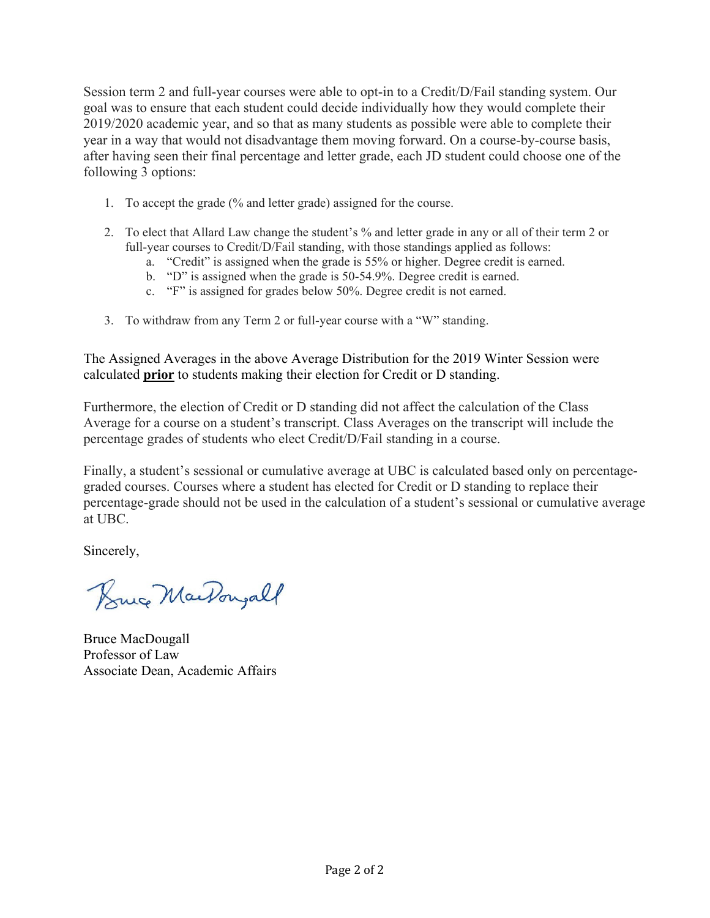Session term 2 and full-year courses were able to opt-in to a Credit/D/Fail standing system. Our goal was to ensure that each student could decide individually how they would complete their 2019/2020 academic year, and so that as many students as possible were able to complete their year in a way that would not disadvantage them moving forward. On a course-by-course basis, after having seen their final percentage and letter grade, each JD student could choose one of the following 3 options:

1. To accept the grade (% and letter grade) assigned for the course.
2. To elect that Allard Law change the student's % and letter grade in any or all of their term 2 or full-year courses to Credit/D/Fail standing, with those standings applied as follows:
   a. "Credit" is assigned when the grade is 55% or higher. Degree credit is earned.
   b. "D" is assigned when the grade is 50-54.9%. Degree credit is earned.
   c. "F" is assigned for grades below 50%. Degree credit is not earned.
3. To withdraw from any Term 2 or full-year course with a "W" standing.

The Assigned Averages in the above Average Distribution for the 2019 Winter Session were calculated **prior** to students making their election for Credit or D standing.

Furthermore, the election of Credit or D standing did not affect the calculation of the Class Average for a course on a student's transcript. Class Averages on the transcript will include the percentage grades of students who elect Credit/D/Fail standing in a course.

Finally, a student's sessional or cumulative average at UBC is calculated based only on percentage-graded courses. Courses where a student has elected for Credit or D standing to replace their percentage-grade should not be used in the calculation of a student's sessional or cumulative average at UBC.

Sincerely,

Bruce MacDougall

Bruce MacDougall  
Professor of Law  
Associate Dean, Academic Affairs